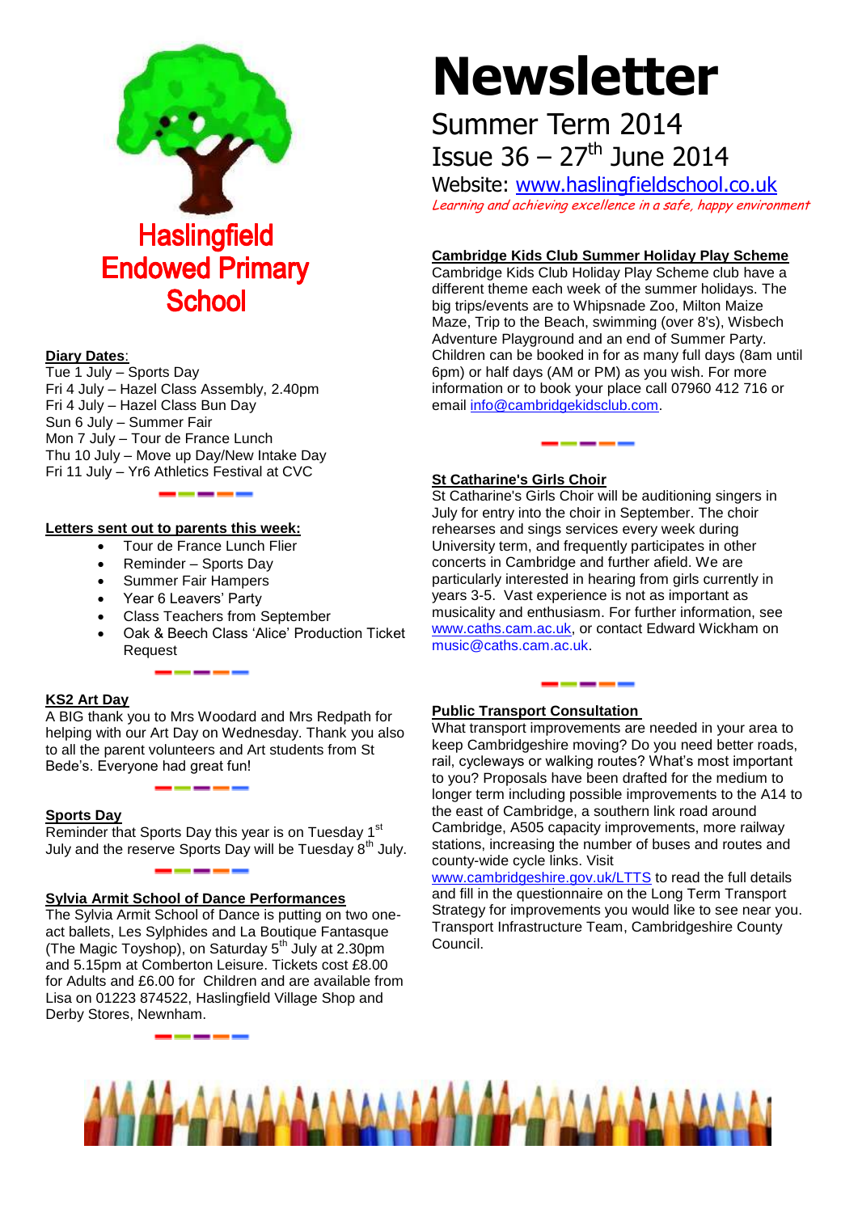# Newsletter

## Summer Term 2014

## Issue 36 – 27th June 2014

Website: www.haslingfieldschool.co.uk

*Learning and achieving excellence in a safe, happy environment*

# Haslingfield Endowed Primary School

**Diary Dates**:

Tue 1 July – Sports Day
Fri 4 July – Hazel Class Assembly, 2.40pm
Fri 4 July – Hazel Class Bun Day
Sun 6 July – Summer Fair
Mon 7 July – Tour de France Lunch
Thu 10 July – Move up Day/New Intake Day
Fri 11 July – Yr6 Athletics Festival at CVC

**Letters sent out to parents this week:**

- Tour de France Lunch Flier
- Reminder – Sports Day
- Summer Fair Hampers
- Year 6 Leavers' Party
- Class Teachers from September
- Oak & Beech Class 'Alice' Production Ticket Request

**KS2 Art Day**

A BIG thank you to Mrs Woodard and Mrs Redpath for helping with our Art Day on Wednesday. Thank you also to all the parent volunteers and Art students from St Bede's. Everyone had great fun!

**Sports Day**

Reminder that Sports Day this year is on Tuesday 1st July and the reserve Sports Day will be Tuesday 8th July.

**Sylvia Armit School of Dance Performances**

The Sylvia Armit School of Dance is putting on two one-act ballets, Les Sylphides and La Boutique Fantasque (The Magic Toyshop), on Saturday 5th July at 2.30pm and 5.15pm at Comberton Leisure. Tickets cost £8.00 for Adults and £6.00 for Children and are available from Lisa on 01223 874522, Haslingfield Village Shop and Derby Stores, Newnham.

**Cambridge Kids Club Summer Holiday Play Scheme**

Cambridge Kids Club Holiday Play Scheme club have a different theme each week of the summer holidays. The big trips/events are to Whipsnade Zoo, Milton Maize Maze, Trip to the Beach, swimming (over 8's), Wisbech Adventure Playground and an end of Summer Party. Children can be booked in for as many full days (8am until 6pm) or half days (AM or PM) as you wish. For more information or to book your place call 07960 412 716 or email info@cambridgekidsclub.com.

**St Catharine's Girls Choir**

St Catharine's Girls Choir will be auditioning singers in July for entry into the choir in September. The choir rehearses and sings services every week during University term, and frequently participates in other concerts in Cambridge and further afield. We are particularly interested in hearing from girls currently in years 3-5. Vast experience is not as important as musicality and enthusiasm. For further information, see www.caths.cam.ac.uk, or contact Edward Wickham on music@caths.cam.ac.uk.

**Public Transport Consultation**

What transport improvements are needed in your area to keep Cambridgeshire moving? Do you need better roads, rail, cycleways or walking routes? What's most important to you? Proposals have been drafted for the medium to longer term including possible improvements to the A14 to the east of Cambridge, a southern link road around Cambridge, A505 capacity improvements, more railway stations, increasing the number of buses and routes and county-wide cycle links. Visit www.cambridgeshire.gov.uk/LTTS to read the full details and fill in the questionnaire on the Long Term Transport Strategy for improvements you would like to see near you. Transport Infrastructure Team, Cambridgeshire County Council.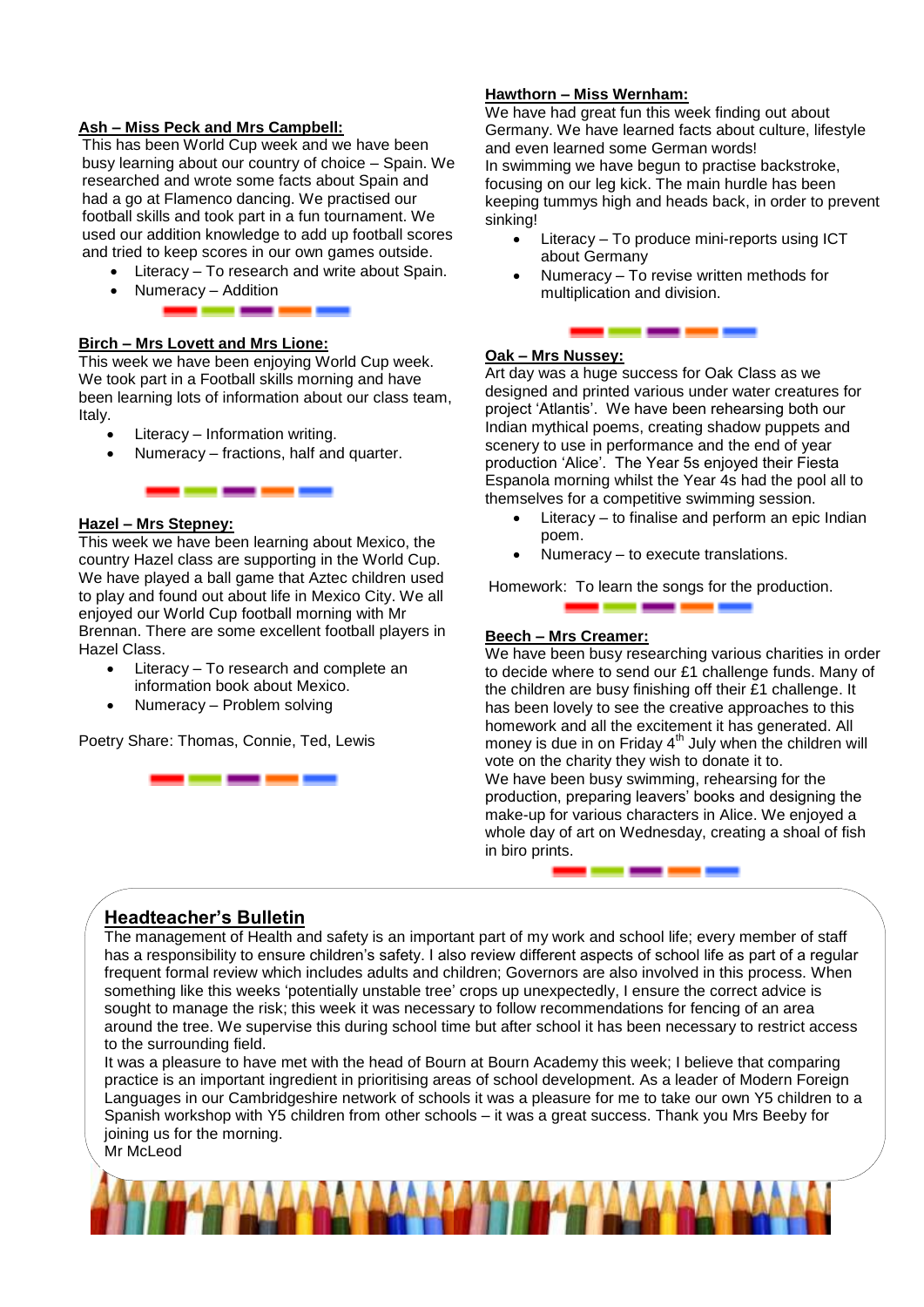**Ash – Miss Peck and Mrs Campbell:**

This has been World Cup week and we have been busy learning about our country of choice – Spain. We researched and wrote some facts about Spain and had a go at Flamenco dancing. We practised our football skills and took part in a fun tournament. We used our addition knowledge to add up football scores and tried to keep scores in our own games outside.

- Literacy – To research and write about Spain.
- Numeracy – Addition

**Birch – Mrs Lovett and Mrs Lione:**

This week we have been enjoying World Cup week. We took part in a Football skills morning and have been learning lots of information about our class team, Italy.

- Literacy – Information writing.
- Numeracy – fractions, half and quarter.

**Hazel – Mrs Stepney:**

This week we have been learning about Mexico, the country Hazel class are supporting in the World Cup. We have played a ball game that Aztec children used to play and found out about life in Mexico City. We all enjoyed our World Cup football morning with Mr Brennan. There are some excellent football players in Hazel Class.

- Literacy – To research and complete an information book about Mexico.
- Numeracy – Problem solving

Poetry Share: Thomas, Connie, Ted, Lewis

**Hawthorn – Miss Wernham:**

We have had great fun this week finding out about Germany. We have learned facts about culture, lifestyle and even learned some German words!

In swimming we have begun to practise backstroke, focusing on our leg kick. The main hurdle has been keeping tummys high and heads back, in order to prevent sinking!

- Literacy – To produce mini-reports using ICT about Germany
- Numeracy – To revise written methods for multiplication and division.

**Oak – Mrs Nussey:**

Art day was a huge success for Oak Class as we designed and printed various under water creatures for project 'Atlantis'. We have been rehearsing both our Indian mythical poems, creating shadow puppets and scenery to use in performance and the end of year production 'Alice'. The Year 5s enjoyed their Fiesta Espanola morning whilst the Year 4s had the pool all to themselves for a competitive swimming session.

- Literacy – to finalise and perform an epic Indian poem.
- Numeracy – to execute translations.

Homework: To learn the songs for the production.

**Beech – Mrs Creamer:**

We have been busy researching various charities in order to decide where to send our £1 challenge funds. Many of the children are busy finishing off their £1 challenge. It has been lovely to see the creative approaches to this homework and all the excitement it has generated. All money is due in on Friday 4th July when the children will vote on the charity they wish to donate it to.

We have been busy swimming, rehearsing for the production, preparing leavers' books and designing the make-up for various characters in Alice. We enjoyed a whole day of art on Wednesday, creating a shoal of fish in biro prints.

## Headteacher's Bulletin

The management of Health and safety is an important part of my work and school life; every member of staff has a responsibility to ensure children's safety. I also review different aspects of school life as part of a regular frequent formal review which includes adults and children; Governors are also involved in this process. When something like this weeks 'potentially unstable tree' crops up unexpectedly, I ensure the correct advice is sought to manage the risk; this week it was necessary to follow recommendations for fencing of an area around the tree. We supervise this during school time but after school it has been necessary to restrict access to the surrounding field.

It was a pleasure to have met with the head of Bourn at Bourn Academy this week; I believe that comparing practice is an important ingredient in prioritising areas of school development. As a leader of Modern Foreign Languages in our Cambridgeshire network of schools it was a pleasure for me to take our own Y5 children to a Spanish workshop with Y5 children from other schools – it was a great success. Thank you Mrs Beeby for joining us for the morning.

Mr McLeod